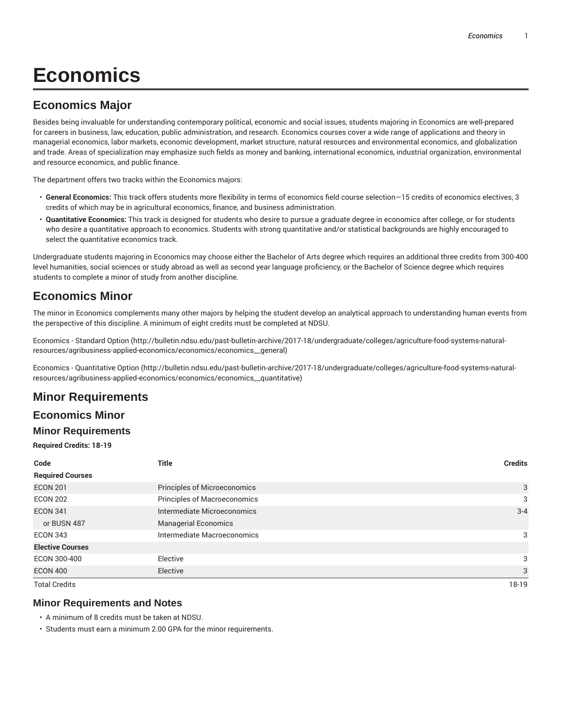# Economics

## Economics Major

Besides being invaluable for understanding contemporary political, economic and social issues, students majoring in Economics are well-prepared for careers in business, law, education, public administration, and research. Economics courses cover a wide range of applications and theory in managerial economics, labor markets, economic development, market structure, natural resources and environmental economics, and globalization and trade. Areas of specialization may emphasize such fields as money and banking, international economics, industrial organization, environmental and resource economics, and public finance.

The department offers two tracks within the Economics majors:

- **General Economics:** This track offers students more flexibility in terms of economics field course selection—15 credits of economics electives, 3 credits of which may be in agricultural economics, finance, and business administration.
- **Quantitative Economics:** This track is designed for students who desire to pursue a graduate degree in economics after college, or for students who desire a quantitative approach to economics. Students with strong quantitative and/or statistical backgrounds are highly encouraged to select the quantitative economics track.

Undergraduate students majoring in Economics may choose either the Bachelor of Arts degree which requires an additional three credits from 300-400 level humanities, social sciences or study abroad as well as second year language proficiency, or the Bachelor of Science degree which requires students to complete a minor of study from another discipline.

## Economics Minor

The minor in Economics complements many other majors by helping the student develop an analytical approach to understanding human events from the perspective of this discipline. A minimum of eight credits must be completed at NDSU.

Economics - Standard Option (http://bulletin.ndsu.edu/past-bulletin-archive/2017-18/undergraduate/colleges/agriculture-food-systems-natural-resources/agribusiness-applied-economics/economics/economics__general)

Economics - Quantitative Option (http://bulletin.ndsu.edu/past-bulletin-archive/2017-18/undergraduate/colleges/agriculture-food-systems-natural-resources/agribusiness-applied-economics/economics/economics__quantitative)

## Minor Requirements

## Economics Minor

### Minor Requirements

**Required Credits: 18-19**

| Code | Title | Credits |
|---|---|---|
| **Required Courses** | | |
| ECON 201 | Principles of Microeconomics | 3 |
| ECON 202 | Principles of Macroeconomics | 3 |
| ECON 341 | Intermediate Microeconomics | 3-4 |
| or BUSN 487 | Managerial Economics | |
| ECON 343 | Intermediate Macroeconomics | 3 |
| **Elective Courses** | | |
| ECON 300-400 | Elective | 3 |
| ECON 400 | Elective | 3 |
| Total Credits | | 18-19 |

### Minor Requirements and Notes

- A minimum of 8 credits must be taken at NDSU.
- Students must earn a minimum 2.00 GPA for the minor requirements.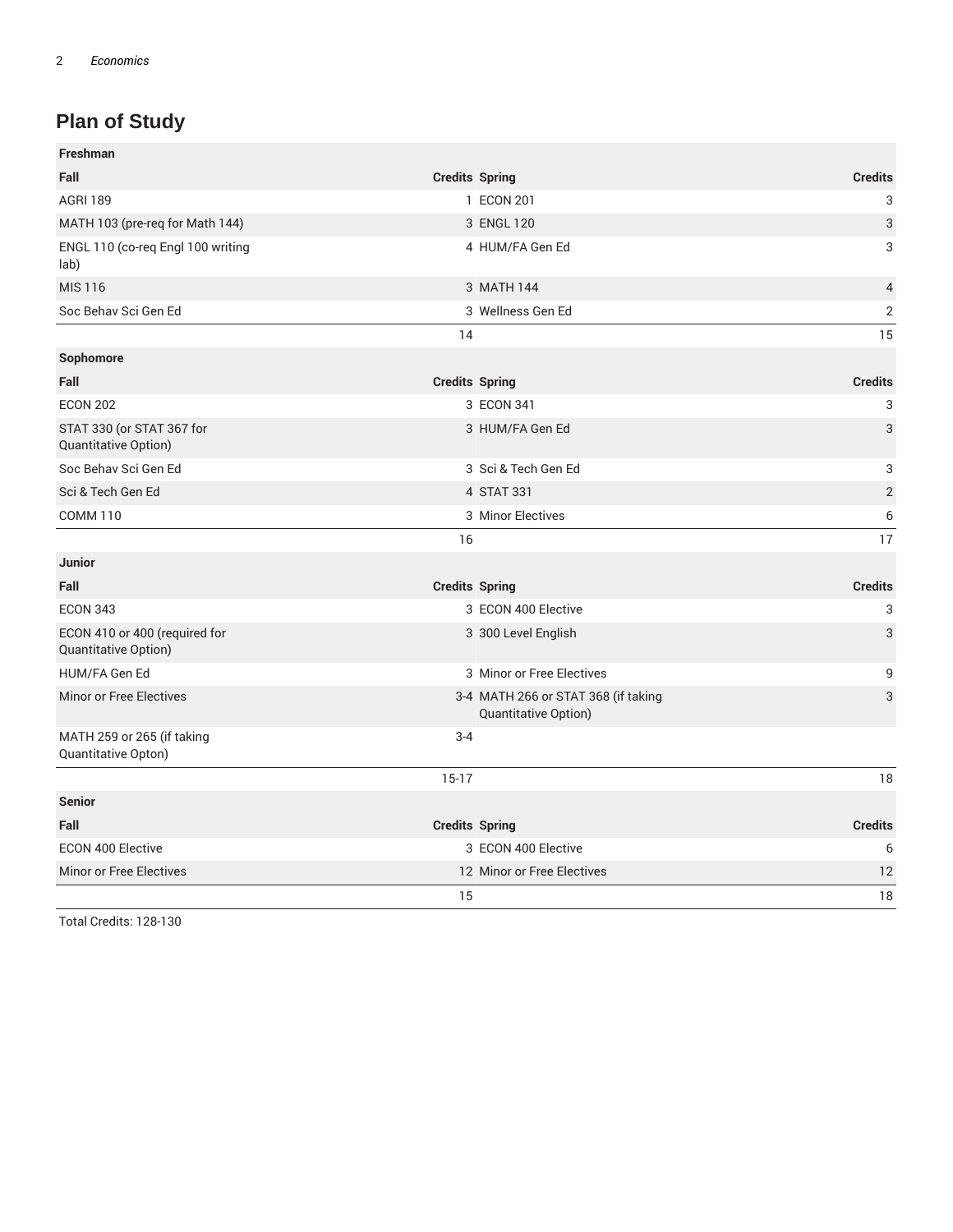## Plan of Study

| Freshman | | | |
|---|---|---|---|
| **Fall** | **Credits** | **Spring** | **Credits** |
| AGRI 189 | 1 | ECON 201 | 3 |
| MATH 103 (pre-req for Math 144) | 3 | ENGL 120 | 3 |
| ENGL 110 (co-req Engl 100 writing lab) | 4 | HUM/FA Gen Ed | 3 |
| MIS 116 | 3 | MATH 144 | 4 |
| Soc Behav Sci Gen Ed | 3 | Wellness Gen Ed | 2 |
| | 14 | | 15 |
| **Sophomore** | | | |
| **Fall** | **Credits** | **Spring** | **Credits** |
| ECON 202 | 3 | ECON 341 | 3 |
| STAT 330 (or STAT 367 for Quantitative Option) | 3 | HUM/FA Gen Ed | 3 |
| Soc Behav Sci Gen Ed | 3 | Sci & Tech Gen Ed | 3 |
| Sci & Tech Gen Ed | 4 | STAT 331 | 2 |
| COMM 110 | 3 | Minor Electives | 6 |
| | 16 | | 17 |
| **Junior** | | | |
| **Fall** | **Credits** | **Spring** | **Credits** |
| ECON 343 | 3 | ECON 400 Elective | 3 |
| ECON 410 or 400 (required for Quantitative Option) | 3 | 300 Level English | 3 |
| HUM/FA Gen Ed | 3 | Minor or Free Electives | 9 |
| Minor or Free Electives | 3-4 | MATH 266 or STAT 368 (if taking Quantitative Option) | 3 |
| MATH 259 or 265 (if taking Quantitative Opton) | 3-4 | | |
| | 15-17 | | 18 |
| **Senior** | | | |
| **Fall** | **Credits** | **Spring** | **Credits** |
| ECON 400 Elective | 3 | ECON 400 Elective | 6 |
| Minor or Free Electives | 12 | Minor or Free Electives | 12 |
| | 15 | | 18 |

Total Credits: 128-130